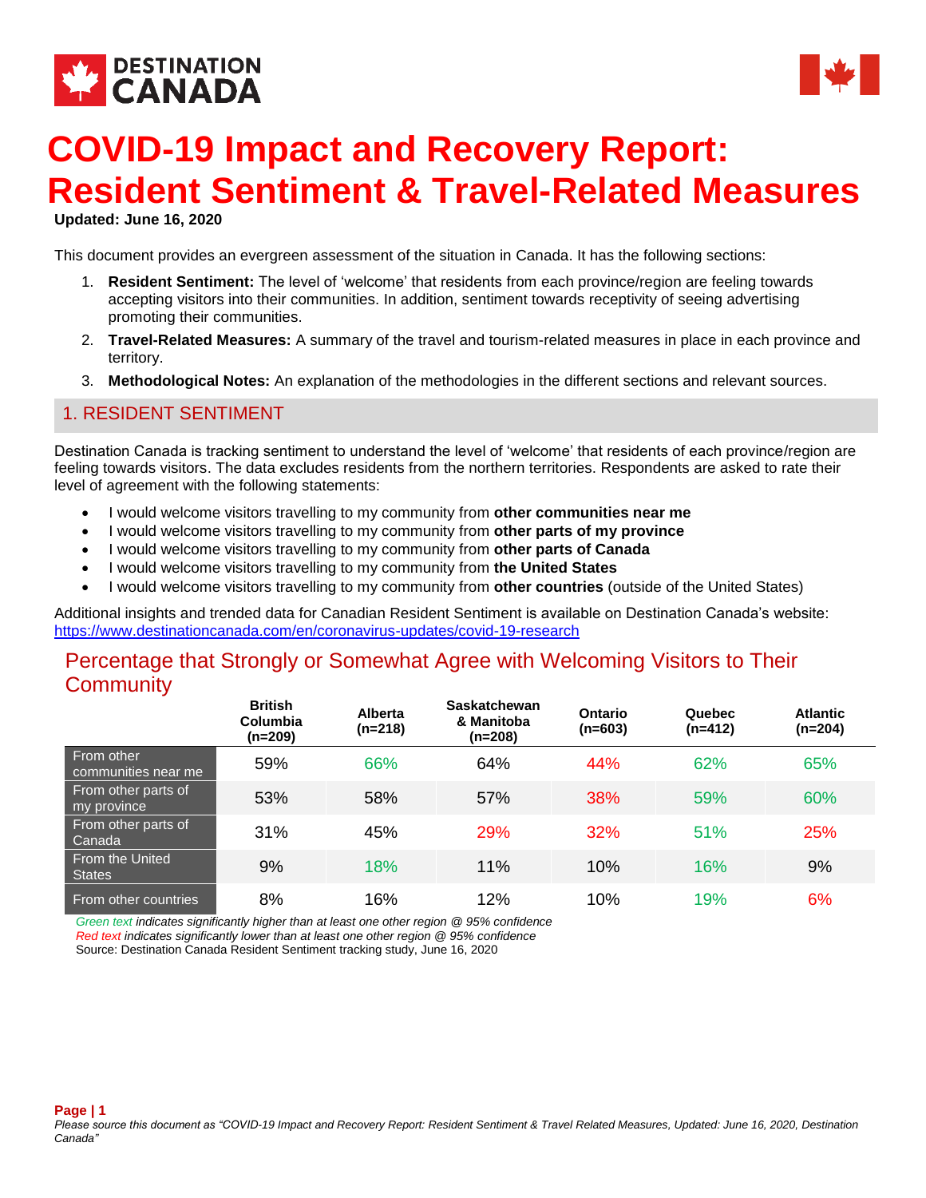# COVID-19 Impact and Recovery Report: Resident Sentiment & Travel-Related Measures

**Updated: June 16, 2020**

This document provides an evergreen assessment of the situation in Canada. It has the following sections:

1. **Resident Sentiment:** The level of 'welcome' that residents from each province/region are feeling towards accepting visitors into their communities. In addition, sentiment towards receptivity of seeing advertising promoting their communities.
2. **Travel-Related Measures:** A summary of the travel and tourism-related measures in place in each province and territory.
3. **Methodological Notes:** An explanation of the methodologies in the different sections and relevant sources.

## 1. RESIDENT SENTIMENT

Destination Canada is tracking sentiment to understand the level of 'welcome' that residents of each province/region are feeling towards visitors. The data excludes residents from the northern territories. Respondents are asked to rate their level of agreement with the following statements:

- I would welcome visitors travelling to my community from **other communities near me**
- I would welcome visitors travelling to my community from **other parts of my province**
- I would welcome visitors travelling to my community from **other parts of Canada**
- I would welcome visitors travelling to my community from **the United States**
- I would welcome visitors travelling to my community from **other countries** (outside of the United States)

Additional insights and trended data for Canadian Resident Sentiment is available on Destination Canada's website: https://www.destinationcanada.com/en/coronavirus-updates/covid-19-research

### Percentage that Strongly or Somewhat Agree with Welcoming Visitors to Their Community

| | British Columbia (n=209) | Alberta (n=218) | Saskatchewan & Manitoba (n=208) | Ontario (n=603) | Quebec (n=412) | Atlantic (n=204) |
|---|---|---|---|---|---|---|
| From other communities near me | 59% | 66% | 64% | 44% | 62% | 65% |
| From other parts of my province | 53% | 58% | 57% | 38% | 59% | 60% |
| From other parts of Canada | 31% | 45% | 29% | 32% | 51% | 25% |
| From the United States | 9% | 18% | 11% | 10% | 16% | 9% |
| From other countries | 8% | 16% | 12% | 10% | 19% | 6% |

*Green text indicates significantly higher than at least one other region @ 95% confidence*
*Red text indicates significantly lower than at least one other region @ 95% confidence*
Source: Destination Canada Resident Sentiment tracking study, June 16, 2020

*Please source this document as "COVID-19 Impact and Recovery Report: Resident Sentiment & Travel Related Measures, Updated: June 16, 2020, Destination Canada"*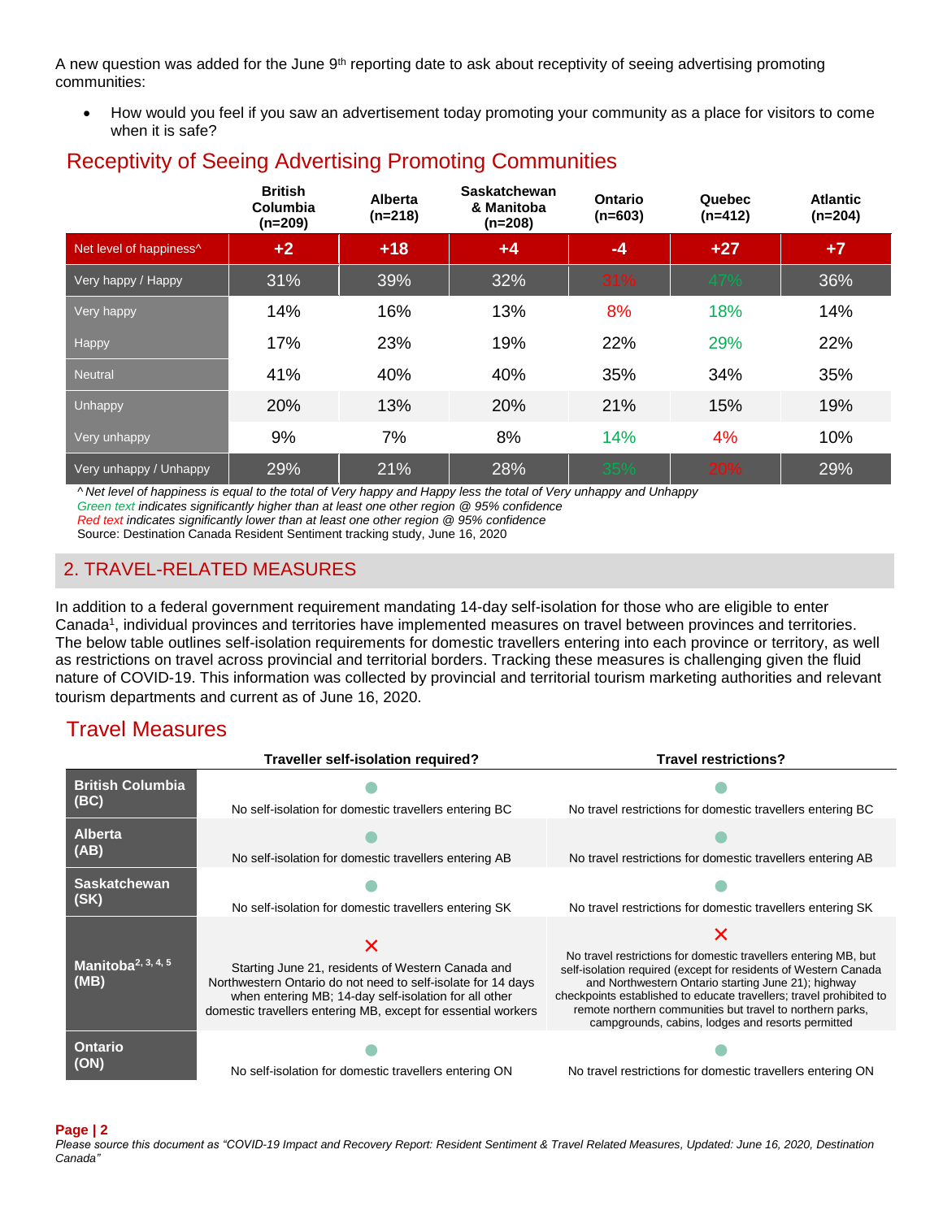A new question was added for the June 9th reporting date to ask about receptivity of seeing advertising promoting communities:

- How would you feel if you saw an advertisement today promoting your community as a place for visitors to come when it is safe?

## Receptivity of Seeing Advertising Promoting Communities

| | British Columbia (n=209) | Alberta (n=218) | Saskatchewan & Manitoba (n=208) | Ontario (n=603) | Quebec (n=412) | Atlantic (n=204) |
|---|---|---|---|---|---|---|
| Net level of happiness^ | +2 | +18 | +4 | -4 | +27 | +7 |
| Very happy / Happy | 31% | 39% | 32% | 31% | 47% | 36% |
| Very happy | 14% | 16% | 13% | 8% | 18% | 14% |
| Happy | 17% | 23% | 19% | 22% | 29% | 22% |
| Neutral | 41% | 40% | 40% | 35% | 34% | 35% |
| Unhappy | 20% | 13% | 20% | 21% | 15% | 19% |
| Very unhappy | 9% | 7% | 8% | 14% | 4% | 10% |
| Very unhappy / Unhappy | 29% | 21% | 28% | 35% | 20% | 29% |

*^ Net level of happiness is equal to the total of Very happy and Happy less the total of Very unhappy and Unhappy*
*Green text indicates significantly higher than at least one other region @ 95% confidence*
*Red text indicates significantly lower than at least one other region @ 95% confidence*
Source: Destination Canada Resident Sentiment tracking study, June 16, 2020

## 2. TRAVEL-RELATED MEASURES

In addition to a federal government requirement mandating 14-day self-isolation for those who are eligible to enter Canada[1], individual provinces and territories have implemented measures on travel between provinces and territories. The below table outlines self-isolation requirements for domestic travellers entering into each province or territory, as well as restrictions on travel across provincial and territorial borders. Tracking these measures is challenging given the fluid nature of COVID-19. This information was collected by provincial and territorial tourism marketing authorities and relevant tourism departments and current as of June 16, 2020.

## Travel Measures

| | Traveller self-isolation required? | Travel restrictions? |
|---|---|---|
| **British Columbia (BC)** | ● No self-isolation for domestic travellers entering BC | ● No travel restrictions for domestic travellers entering BC |
| **Alberta (AB)** | ● No self-isolation for domestic travellers entering AB | ● No travel restrictions for domestic travellers entering AB |
| **Saskatchewan (SK)** | ● No self-isolation for domestic travellers entering SK | ● No travel restrictions for domestic travellers entering SK |
| **Manitoba[2, 3, 4, 5] (MB)** | ✕ Starting June 21, residents of Western Canada and Northwestern Ontario do not need to self-isolate for 14 days when entering MB; 14-day self-isolation for all other domestic travellers entering MB, except for essential workers | ✕ No travel restrictions for domestic travellers entering MB, but self-isolation required (except for residents of Western Canada and Northwestern Ontario starting June 21); highway checkpoints established to educate travellers; travel prohibited to remote northern communities but travel to northern parks, campgrounds, cabins, lodges and resorts permitted |
| **Ontario (ON)** | ● No self-isolation for domestic travellers entering ON | ● No travel restrictions for domestic travellers entering ON |

*Please source this document as "COVID-19 Impact and Recovery Report: Resident Sentiment & Travel Related Measures, Updated: June 16, 2020, Destination Canada"*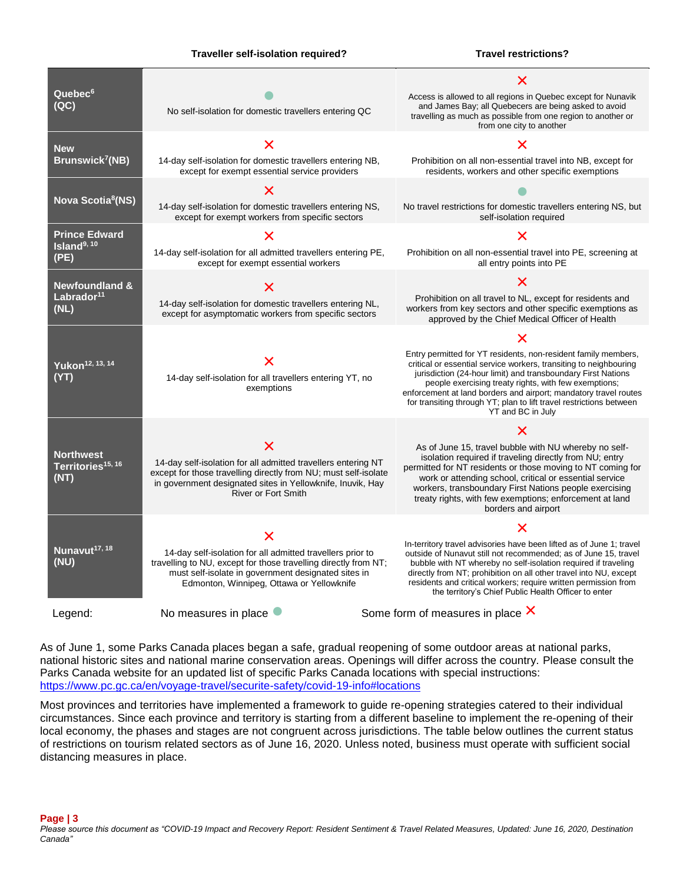| | Traveller self-isolation required? | Travel restrictions? |
|---|---|---|
| **Quebec[6] (QC)** | ● No self-isolation for domestic travellers entering QC | ✕ Access is allowed to all regions in Quebec except for Nunavik and James Bay; all Quebecers are being asked to avoid travelling as much as possible from one region to another or from one city to another |
| **New Brunswick[7](NB)** | ✕ 14-day self-isolation for domestic travellers entering NB, except for exempt essential service providers | ✕ Prohibition on all non-essential travel into NB, except for residents, workers and other specific exemptions |
| **Nova Scotia[8](NS)** | ✕ 14-day self-isolation for domestic travellers entering NS, except for exempt workers from specific sectors | ● No travel restrictions for domestic travellers entering NS, but self-isolation required |
| **Prince Edward Island[9, 10] (PE)** | ✕ 14-day self-isolation for all admitted travellers entering PE, except for exempt essential workers | ✕ Prohibition on all non-essential travel into PE, screening at all entry points into PE |
| **Newfoundland & Labrador[11] (NL)** | ✕ 14-day self-isolation for domestic travellers entering NL, except for asymptomatic workers from specific sectors | ✕ Prohibition on all travel to NL, except for residents and workers from key sectors and other specific exemptions as approved by the Chief Medical Officer of Health |
| **Yukon[12, 13, 14] (YT)** | ✕ 14-day self-isolation for all travellers entering YT, no exemptions | ✕ Entry permitted for YT residents, non-resident family members, critical or essential service workers, transiting to neighbouring jurisdiction (24-hour limit) and transboundary First Nations people exercising treaty rights, with few exemptions; enforcement at land borders and airport; mandatory travel routes for transiting through YT; plan to lift travel restrictions between YT and BC in July |
| **Northwest Territories[15, 16] (NT)** | ✕ 14-day self-isolation for all admitted travellers entering NT except for those travelling directly from NU; must self-isolate in government designated sites in Yellowknife, Inuvik, Hay River or Fort Smith | ✕ As of June 15, travel bubble with NU whereby no self-isolation required if traveling directly from NU; entry permitted for NT residents or those moving to NT coming for work or attending school, critical or essential service workers, transboundary First Nations people exercising treaty rights, with few exemptions; enforcement at land borders and airport |
| **Nunavut[17, 18] (NU)** | ✕ 14-day self-isolation for all admitted travellers prior to travelling to NU, except for those travelling directly from NT; must self-isolate in government designated sites in Edmonton, Winnipeg, Ottawa or Yellowknife | ✕ In-territory travel advisories have been lifted as of June 1; travel outside of Nunavut still not recommended; as of June 15, travel bubble with NT whereby no self-isolation required if traveling directly from NT; prohibition on all other travel into NU, except residents and critical workers; require written permission from the territory's Chief Public Health Officer to enter |

Legend: No measures in place ● Some form of measures in place ✕

As of June 1, some Parks Canada places began a safe, gradual reopening of some outdoor areas at national parks, national historic sites and national marine conservation areas. Openings will differ across the country. Please consult the Parks Canada website for an updated list of specific Parks Canada locations with special instructions: https://www.pc.gc.ca/en/voyage-travel/securite-safety/covid-19-info#locations

Most provinces and territories have implemented a framework to guide re-opening strategies catered to their individual circumstances. Since each province and territory is starting from a different baseline to implement the re-opening of their local economy, the phases and stages are not congruent across jurisdictions. The table below outlines the current status of restrictions on tourism related sectors as of June 16, 2020. Unless noted, business must operate with sufficient social distancing measures in place.

*Please source this document as "COVID-19 Impact and Recovery Report: Resident Sentiment & Travel Related Measures, Updated: June 16, 2020, Destination Canada"*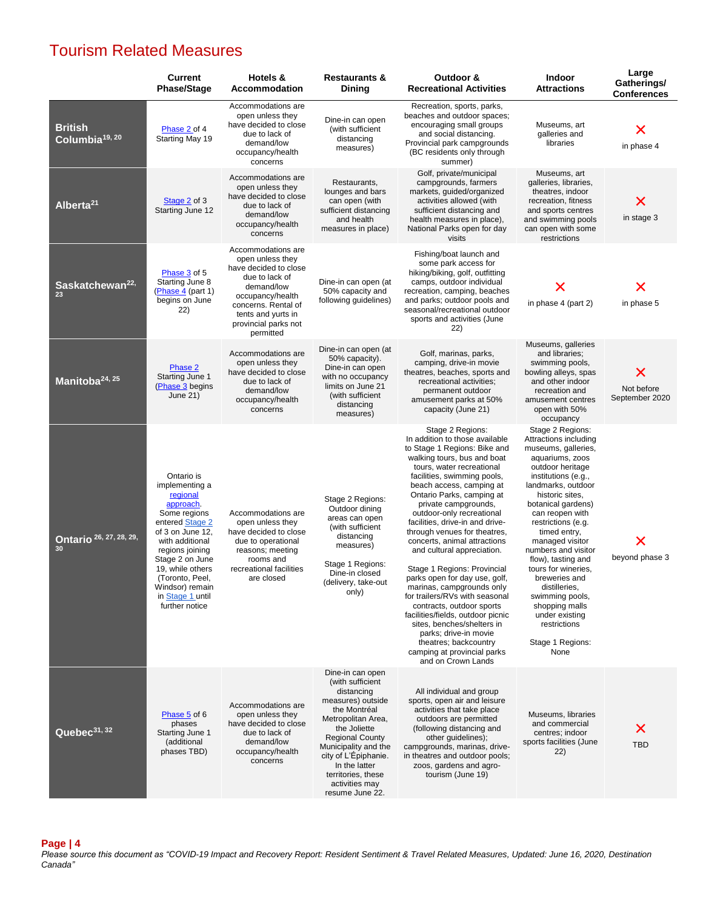# Tourism Related Measures

| | Current Phase/Stage | Hotels & Accommodation | Restaurants & Dining | Outdoor & Recreational Activities | Indoor Attractions | Large Gatherings/ Conferences |
|---|---|---|---|---|---|---|
| **British Columbia**[19, 20] | Phase 2 of 4 Starting May 19 | Accommodations are open unless they have decided to close due to lack of demand/low occupancy/health concerns | Dine-in can open (with sufficient distancing measures) | Recreation, sports, parks, beaches and outdoor spaces; encouraging small groups and social distancing. Provincial park campgrounds (BC residents only through summer) | Museums, art galleries and libraries | ✗ in phase 4 |
| **Alberta**[21] | Stage 2 of 3 Starting June 12 | Accommodations are open unless they have decided to close due to lack of demand/low occupancy/health concerns | Restaurants, lounges and bars can open (with sufficient distancing and health measures in place) | Golf, private/municipal campgrounds, farmers markets, guided/organized activities allowed (with sufficient distancing and health measures in place), National Parks open for day visits | Museums, art galleries, libraries, theatres, indoor recreation, fitness and sports centres and swimming pools can open with some restrictions | ✗ in stage 3 |
| **Saskatchewan**[22, 23] | Phase 3 of 5 Starting June 8 (Phase 4 (part 1) begins on June 22) | Accommodations are open unless they have decided to close due to lack of demand/low occupancy/health concerns. Rental of tents and yurts in provincial parks not permitted | Dine-in can open (at 50% capacity and following guidelines) | Fishing/boat launch and some park access for hiking/biking, golf, outfitting camps, outdoor individual recreation, camping, beaches and parks; outdoor pools and seasonal/recreational outdoor sports and activities (June 22) | ✗ in phase 4 (part 2) | ✗ in phase 5 |
| **Manitoba**[24, 25] | Phase 2 Starting June 1 (Phase 3 begins June 21) | Accommodations are open unless they have decided to close due to lack of demand/low occupancy/health concerns | Dine-in can open (at 50% capacity). Dine-in can open with no occupancy limits on June 21 (with sufficient distancing measures) | Golf, marinas, parks, camping, drive-in movie theatres, beaches, sports and recreational activities; permanent outdoor amusement parks at 50% capacity (June 21) | Museums, galleries and libraries; swimming pools, bowling alleys, spas and other indoor recreation and amusement centres open with 50% occupancy | ✗ Not before September 2020 |
| **Ontario** [26, 27, 28, 29, 30] | Ontario is implementing a regional approach. Some regions entered Stage 2 of 3 on June 12, with additional regions joining Stage 2 on June 19, while others (Toronto, Peel, Windsor) remain in Stage 1 until further notice | Accommodations are open unless they have decided to close due to operational reasons; meeting rooms and recreational facilities are closed | Stage 2 Regions: Outdoor dining areas can open (with sufficient distancing measures)<br><br>Stage 1 Regions: Dine-in closed (delivery, take-out only) | Stage 2 Regions: In addition to those available to Stage 1 Regions: Bike and walking tours, bus and boat tours, water recreational facilities, swimming pools, beach access, camping at Ontario Parks, camping at private campgrounds, outdoor-only recreational facilities, drive-in and drive-through venues for theatres, concerts, animal attractions and cultural appreciation.<br><br>Stage 1 Regions: Provincial parks open for day use, golf, marinas, campgrounds only for trailers/RVs with seasonal contracts, outdoor sports facilities/fields, outdoor picnic sites, benches/shelters in parks; drive-in movie theatres; backcountry camping at provincial parks and on Crown Lands | Stage 2 Regions: Attractions including museums, galleries, aquariums, zoos outdoor heritage institutions (e.g., landmarks, outdoor historic sites, botanical gardens) can reopen with restrictions (e.g. timed entry, managed visitor numbers and visitor flow), tasting and tours for wineries, breweries and distilleries, swimming pools, shopping malls under existing restrictions<br><br>Stage 1 Regions: None | ✗ beyond phase 3 |
| **Quebec**[31, 32] | Phase 5 of 6 phases Starting June 1 (additional phases TBD) | Accommodations are open unless they have decided to close due to lack of demand/low occupancy/health concerns | Dine-in can open (with sufficient distancing measures) outside the Montréal Metropolitan Area, the Joliette Regional County Municipality and the city of L'Épiphanie. In the latter territories, these activities may resume June 22. | All individual and group sports, open air and leisure activities that take place outdoors are permitted (following distancing and other guidelines); campgrounds, marinas, drive-in theatres and outdoor pools; zoos, gardens and agro-tourism (June 19) | Museums, libraries and commercial centres; indoor sports facilities (June 22) | ✗ TBD |

*Please source this document as "COVID-19 Impact and Recovery Report: Resident Sentiment & Travel Related Measures, Updated: June 16, 2020, Destination Canada"*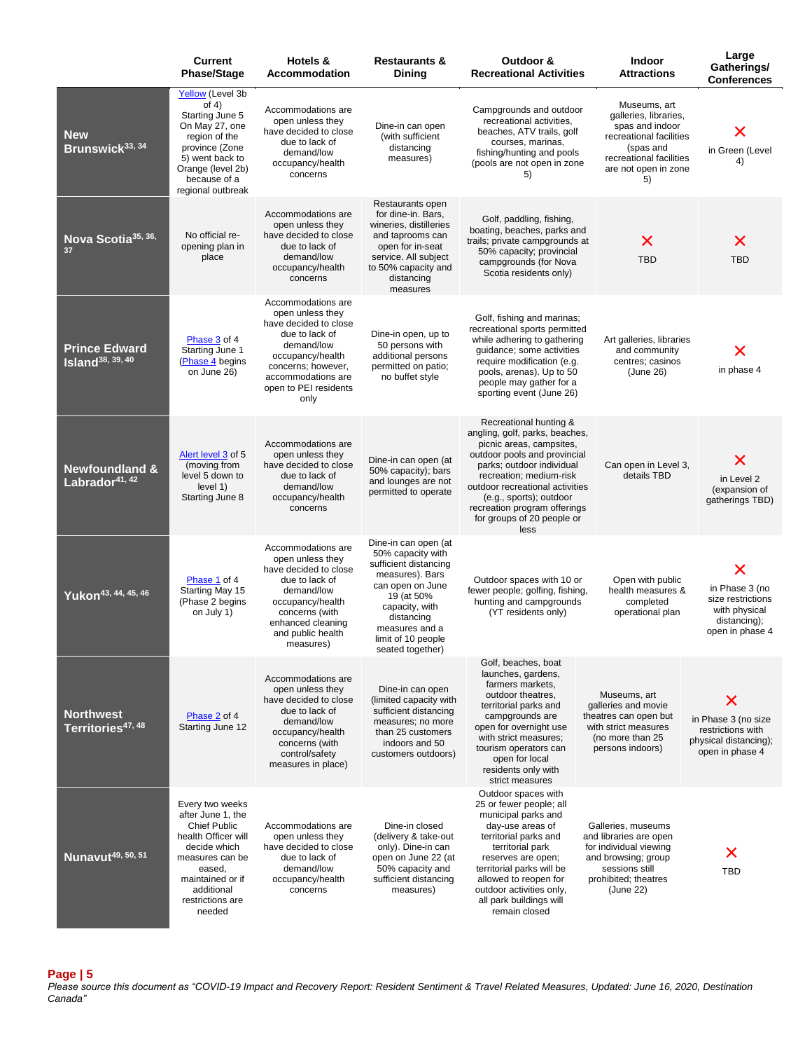| | Current Phase/Stage | Hotels & Accommodation | Restaurants & Dining | Outdoor & Recreational Activities | Indoor Attractions | Large Gatherings/ Conferences |
|---|---|---|---|---|---|---|
| **New Brunswick**[33, 34] | Yellow (Level 3b of 4) Starting June 5 On May 27, one region of the province (Zone 5) went back to Orange (level 2b) because of a regional outbreak | Accommodations are open unless they have decided to close due to lack of demand/low occupancy/health concerns | Dine-in can open (with sufficient distancing measures) | Campgrounds and outdoor recreational activities, beaches, ATV trails, golf courses, marinas, fishing/hunting and pools (pools are not open in zone 5) | Museums, art galleries, libraries, spas and indoor recreational facilities (spas and recreational facilities are not open in zone 5) | ✕ in Green (Level 4) |
| **Nova Scotia**[35, 36, 37] | No official re-opening plan in place | Accommodations are open unless they have decided to close due to lack of demand/low occupancy/health concerns | Restaurants open for dine-in. Bars, wineries, distilleries and taprooms can open for in-seat service. All subject to 50% capacity and distancing measures | Golf, paddling, fishing, boating, beaches, parks and trails; private campgrounds at 50% capacity; provincial campgrounds (for Nova Scotia residents only) | ✕ TBD | ✕ TBD |
| **Prince Edward Island**[38, 39, 40] | Phase 3 of 4 Starting June 1 (Phase 4 begins on June 26) | Accommodations are open unless they have decided to close due to lack of demand/low occupancy/health concerns; however, accommodations are open to PEI residents only | Dine-in open, up to 50 persons with additional persons permitted on patio; no buffet style | Golf, fishing and marinas; recreational sports permitted while adhering to gathering guidance; some activities require modification (e.g. pools, arenas). Up to 50 people may gather for a sporting event (June 26) | Art galleries, libraries and community centres; casinos (June 26) | ✕ in phase 4 |
| **Newfoundland & Labrador**[41, 42] | Alert level 3 of 5 (moving from level 5 down to level 1) Starting June 8 | Accommodations are open unless they have decided to close due to lack of demand/low occupancy/health concerns | Dine-in can open (at 50% capacity); bars and lounges are not permitted to operate | Recreational hunting & angling, golf, parks, beaches, picnic areas, campsites, outdoor pools and provincial parks; outdoor individual recreation; medium-risk outdoor recreational activities (e.g., sports); outdoor recreation program offerings for groups of 20 people or less | Can open in Level 3, details TBD | ✕ in Level 2 (expansion of gatherings TBD) |
| **Yukon**[43, 44, 45, 46] | Phase 1 of 4 Starting May 15 (Phase 2 begins on July 1) | Accommodations are open unless they have decided to close due to lack of demand/low occupancy/health concerns (with enhanced cleaning and public health measures) | Dine-in can open (at 50% capacity with sufficient distancing measures). Bars can open on June 19 (at 50% capacity, with distancing measures and a limit of 10 people seated together) | Outdoor spaces with 10 or fewer people; golfing, fishing, hunting and campgrounds (YT residents only) | Open with public health measures & completed operational plan | ✕ in Phase 3 (no size restrictions with physical distancing); open in phase 4 |
| **Northwest Territories**[47, 48] | Phase 2 of 4 Starting June 12 | Accommodations are open unless they have decided to close due to lack of demand/low occupancy/health concerns (with control/safety measures in place) | Dine-in can open (limited capacity with sufficient distancing measures; no more than 25 customers indoors and 50 customers outdoors) | Golf, beaches, boat launches, gardens, farmers markets, outdoor theatres, territorial parks and campgrounds are open for overnight use with strict measures; tourism operators can open for local residents only with strict measures | Museums, art galleries and movie theatres can open but with strict measures (no more than 25 persons indoors) | ✕ in Phase 3 (no size restrictions with physical distancing); open in phase 4 |
| **Nunavut**[49, 50, 51] | Every two weeks after June 1, the Chief Public health Officer will decide which measures can be eased, maintained or if additional restrictions are needed | Accommodations are open unless they have decided to close due to lack of demand/low occupancy/health concerns | Dine-in closed (delivery & take-out only). Dine-in can open on June 22 (at 50% capacity and sufficient distancing measures) | Outdoor spaces with 25 or fewer people; all municipal parks and day-use areas of territorial parks and territorial park reserves are open; territorial parks will be allowed to reopen for outdoor activities only, all park buildings will remain closed | Galleries, museums and libraries are open for individual viewing and browsing; group sessions still prohibited; theatres (June 22) | ✕ TBD |

*Please source this document as "COVID-19 Impact and Recovery Report: Resident Sentiment & Travel Related Measures, Updated: June 16, 2020, Destination Canada"*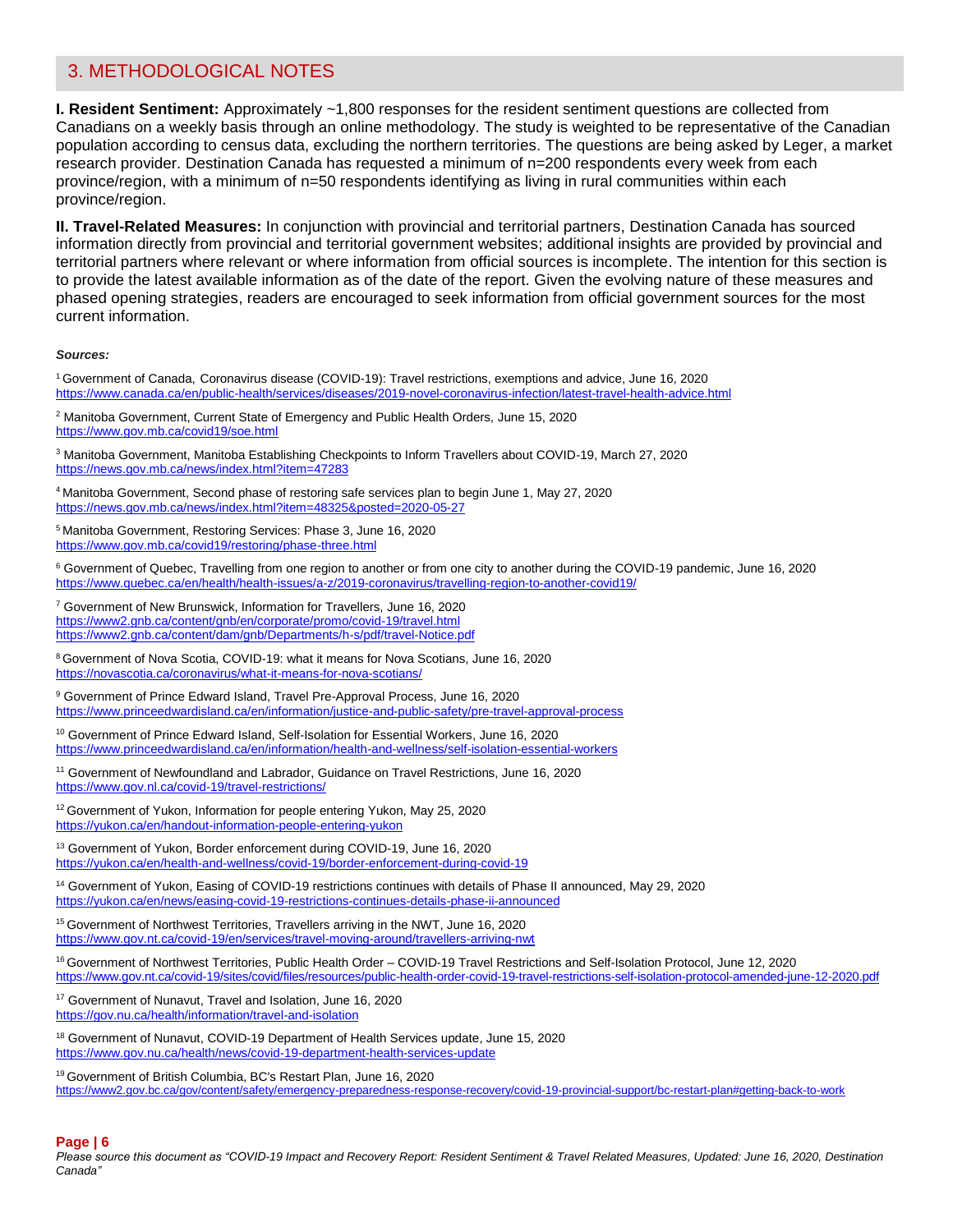## 3. METHODOLOGICAL NOTES

**I. Resident Sentiment:** Approximately ~1,800 responses for the resident sentiment questions are collected from Canadians on a weekly basis through an online methodology. The study is weighted to be representative of the Canadian population according to census data, excluding the northern territories. The questions are being asked by Leger, a market research provider. Destination Canada has requested a minimum of n=200 respondents every week from each province/region, with a minimum of n=50 respondents identifying as living in rural communities within each province/region.

**II. Travel-Related Measures:** In conjunction with provincial and territorial partners, Destination Canada has sourced information directly from provincial and territorial government websites; additional insights are provided by provincial and territorial partners where relevant or where information from official sources is incomplete. The intention for this section is to provide the latest available information as of the date of the report. Given the evolving nature of these measures and phased opening strategies, readers are encouraged to seek information from official government sources for the most current information.

***Sources:***

[1] Government of Canada, Coronavirus disease (COVID-19): Travel restrictions, exemptions and advice, June 16, 2020
https://www.canada.ca/en/public-health/services/diseases/2019-novel-coronavirus-infection/latest-travel-health-advice.html

[2] Manitoba Government, Current State of Emergency and Public Health Orders, June 15, 2020
https://www.gov.mb.ca/covid19/soe.html

[3] Manitoba Government, Manitoba Establishing Checkpoints to Inform Travellers about COVID-19, March 27, 2020
https://news.gov.mb.ca/news/index.html?item=47283

[4] Manitoba Government, Second phase of restoring safe services plan to begin June 1, May 27, 2020
https://news.gov.mb.ca/news/index.html?item=48325&posted=2020-05-27

[5] Manitoba Government, Restoring Services: Phase 3, June 16, 2020
https://www.gov.mb.ca/covid19/restoring/phase-three.html

[6] Government of Quebec, Travelling from one region to another or from one city to another during the COVID-19 pandemic, June 16, 2020
https://www.quebec.ca/en/health/health-issues/a-z/2019-coronavirus/travelling-region-to-another-covid19/

[7] Government of New Brunswick, Information for Travellers, June 16, 2020
https://www2.gnb.ca/content/gnb/en/corporate/promo/covid-19/travel.html
https://www2.gnb.ca/content/dam/gnb/Departments/h-s/pdf/travel-Notice.pdf

[8] Government of Nova Scotia, COVID-19: what it means for Nova Scotians, June 16, 2020
https://novascotia.ca/coronavirus/what-it-means-for-nova-scotians/

[9] Government of Prince Edward Island, Travel Pre-Approval Process, June 16, 2020
https://www.princeedwardisland.ca/en/information/justice-and-public-safety/pre-travel-approval-process

[10] Government of Prince Edward Island, Self-Isolation for Essential Workers, June 16, 2020
https://www.princeedwardisland.ca/en/information/health-and-wellness/self-isolation-essential-workers

[11] Government of Newfoundland and Labrador, Guidance on Travel Restrictions, June 16, 2020
https://www.gov.nl.ca/covid-19/travel-restrictions/

[12] Government of Yukon, Information for people entering Yukon, May 25, 2020
https://yukon.ca/en/handout-information-people-entering-yukon

[13] Government of Yukon, Border enforcement during COVID-19, June 16, 2020
https://yukon.ca/en/health-and-wellness/covid-19/border-enforcement-during-covid-19

[14] Government of Yukon, Easing of COVID-19 restrictions continues with details of Phase II announced, May 29, 2020
https://yukon.ca/en/news/easing-covid-19-restrictions-continues-details-phase-ii-announced

[15] Government of Northwest Territories, Travellers arriving in the NWT, June 16, 2020
https://www.gov.nt.ca/covid-19/en/services/travel-moving-around/travellers-arriving-nwt

[16] Government of Northwest Territories, Public Health Order – COVID-19 Travel Restrictions and Self-Isolation Protocol, June 12, 2020
https://www.gov.nt.ca/covid-19/sites/covid/files/resources/public-health-order-covid-19-travel-restrictions-self-isolation-protocol-amended-june-12-2020.pdf

[17] Government of Nunavut, Travel and Isolation, June 16, 2020
https://gov.nu.ca/health/information/travel-and-isolation

[18] Government of Nunavut, COVID-19 Department of Health Services update, June 15, 2020
https://www.gov.nu.ca/health/news/covid-19-department-health-services-update

[19] Government of British Columbia, BC's Restart Plan, June 16, 2020
https://www2.gov.bc.ca/gov/content/safety/emergency-preparedness-response-recovery/covid-19-provincial-support/bc-restart-plan#getting-back-to-work

*Please source this document as "COVID-19 Impact and Recovery Report: Resident Sentiment & Travel Related Measures, Updated: June 16, 2020, Destination Canada"*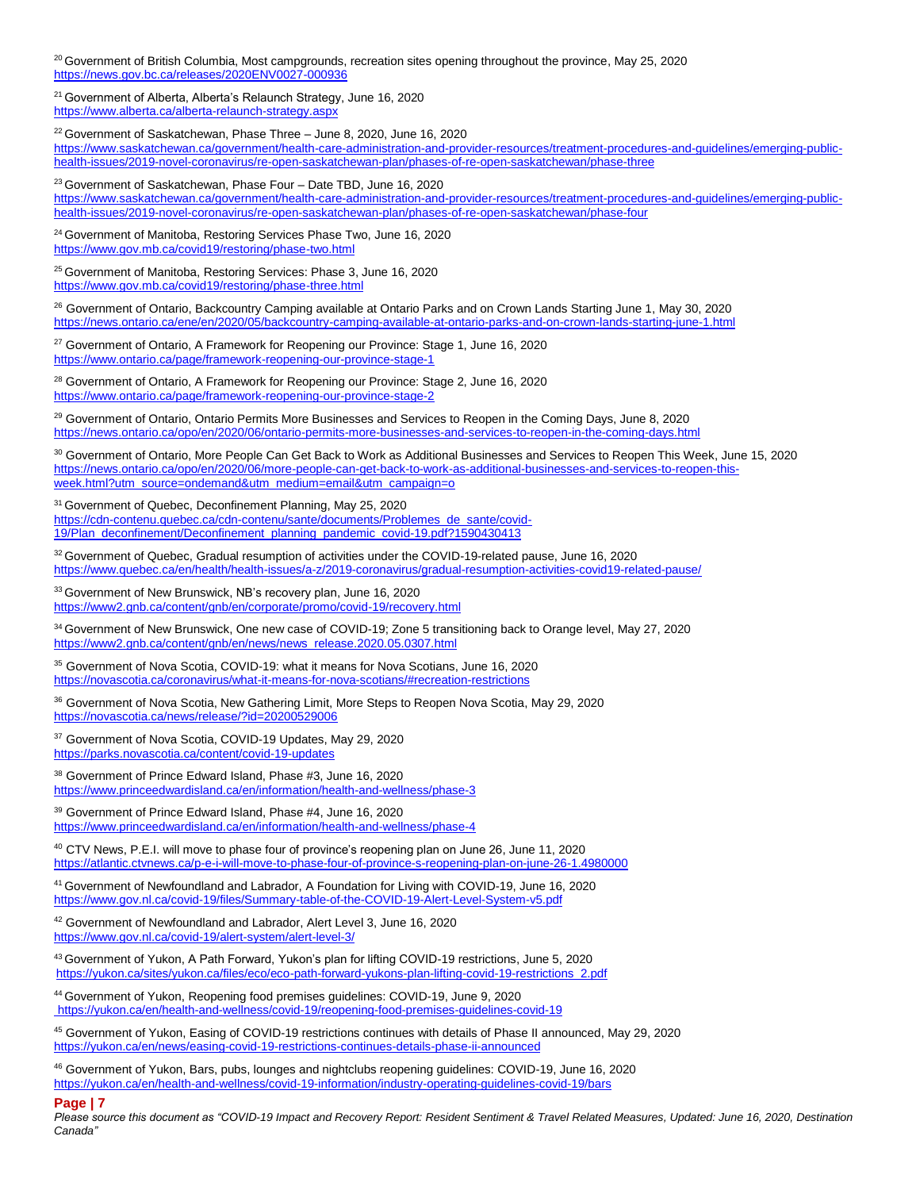[20] Government of British Columbia, Most campgrounds, recreation sites opening throughout the province, May 25, 2020
https://news.gov.bc.ca/releases/2020ENV0027-000936

[21] Government of Alberta, Alberta's Relaunch Strategy, June 16, 2020
https://www.alberta.ca/alberta-relaunch-strategy.aspx

[22] Government of Saskatchewan, Phase Three – June 8, 2020, June 16, 2020
https://www.saskatchewan.ca/government/health-care-administration-and-provider-resources/treatment-procedures-and-guidelines/emerging-public-health-issues/2019-novel-coronavirus/re-open-saskatchewan-plan/phases-of-re-open-saskatchewan/phase-three

[23] Government of Saskatchewan, Phase Four – Date TBD, June 16, 2020
https://www.saskatchewan.ca/government/health-care-administration-and-provider-resources/treatment-procedures-and-guidelines/emerging-public-health-issues/2019-novel-coronavirus/re-open-saskatchewan-plan/phases-of-re-open-saskatchewan/phase-four

[24] Government of Manitoba, Restoring Services Phase Two, June 16, 2020
https://www.gov.mb.ca/covid19/restoring/phase-two.html

[25] Government of Manitoba, Restoring Services: Phase 3, June 16, 2020
https://www.gov.mb.ca/covid19/restoring/phase-three.html

[26] Government of Ontario, Backcountry Camping available at Ontario Parks and on Crown Lands Starting June 1, May 30, 2020
https://news.ontario.ca/ene/en/2020/05/backcountry-camping-available-at-ontario-parks-and-on-crown-lands-starting-june-1.html

[27] Government of Ontario, A Framework for Reopening our Province: Stage 1, June 16, 2020
https://www.ontario.ca/page/framework-reopening-our-province-stage-1

[28] Government of Ontario, A Framework for Reopening our Province: Stage 2, June 16, 2020
https://www.ontario.ca/page/framework-reopening-our-province-stage-2

[29] Government of Ontario, Ontario Permits More Businesses and Services to Reopen in the Coming Days, June 8, 2020
https://news.ontario.ca/opo/en/2020/06/ontario-permits-more-businesses-and-services-to-reopen-in-the-coming-days.html

[30] Government of Ontario, More People Can Get Back to Work as Additional Businesses and Services to Reopen This Week, June 15, 2020
https://news.ontario.ca/opo/en/2020/06/more-people-can-get-back-to-work-as-additional-businesses-and-services-to-reopen-this-week.html?utm_source=ondemand&utm_medium=email&utm_campaign=o

[31] Government of Quebec, Deconfinement Planning, May 25, 2020
https://cdn-contenu.quebec.ca/cdn-contenu/sante/documents/Problemes_de_sante/covid-19/Plan_deconfinement/Deconfinement_planning_pandemic_covid-19.pdf?1590430413

[32] Government of Quebec, Gradual resumption of activities under the COVID-19-related pause, June 16, 2020
https://www.quebec.ca/en/health/health-issues/a-z/2019-coronavirus/gradual-resumption-activities-covid19-related-pause/

[33] Government of New Brunswick, NB's recovery plan, June 16, 2020
https://www2.gnb.ca/content/gnb/en/corporate/promo/covid-19/recovery.html

[34] Government of New Brunswick, One new case of COVID-19; Zone 5 transitioning back to Orange level, May 27, 2020
https://www2.gnb.ca/content/gnb/en/news/news_release.2020.05.0307.html

[35] Government of Nova Scotia, COVID-19: what it means for Nova Scotians, June 16, 2020
https://novascotia.ca/coronavirus/what-it-means-for-nova-scotians/#recreation-restrictions

[36] Government of Nova Scotia, New Gathering Limit, More Steps to Reopen Nova Scotia, May 29, 2020
https://novascotia.ca/news/release/?id=20200529006

[37] Government of Nova Scotia, COVID-19 Updates, May 29, 2020
https://parks.novascotia.ca/content/covid-19-updates

[38] Government of Prince Edward Island, Phase #3, June 16, 2020
https://www.princeedwardisland.ca/en/information/health-and-wellness/phase-3

[39] Government of Prince Edward Island, Phase #4, June 16, 2020
https://www.princeedwardisland.ca/en/information/health-and-wellness/phase-4

[40] CTV News, P.E.I. will move to phase four of province's reopening plan on June 26, June 11, 2020
https://atlantic.ctvnews.ca/p-e-i-will-move-to-phase-four-of-province-s-reopening-plan-on-june-26-1.4980000

[41] Government of Newfoundland and Labrador, A Foundation for Living with COVID-19, June 16, 2020
https://www.gov.nl.ca/covid-19/files/Summary-table-of-the-COVID-19-Alert-Level-System-v5.pdf

[42] Government of Newfoundland and Labrador, Alert Level 3, June 16, 2020
https://www.gov.nl.ca/covid-19/alert-system/alert-level-3/

[43] Government of Yukon, A Path Forward, Yukon's plan for lifting COVID-19 restrictions, June 5, 2020
https://yukon.ca/sites/yukon.ca/files/eco/eco-path-forward-yukons-plan-lifting-covid-19-restrictions_2.pdf

[44] Government of Yukon, Reopening food premises guidelines: COVID-19, June 9, 2020
https://yukon.ca/en/health-and-wellness/covid-19/reopening-food-premises-guidelines-covid-19

[45] Government of Yukon, Easing of COVID-19 restrictions continues with details of Phase II announced, May 29, 2020
https://yukon.ca/en/news/easing-covid-19-restrictions-continues-details-phase-ii-announced

[46] Government of Yukon, Bars, pubs, lounges and nightclubs reopening guidelines: COVID-19, June 16, 2020
https://yukon.ca/en/health-and-wellness/covid-19-information/industry-operating-guidelines-covid-19/bars

*Please source this document as "COVID-19 Impact and Recovery Report: Resident Sentiment & Travel Related Measures, Updated: June 16, 2020, Destination Canada"*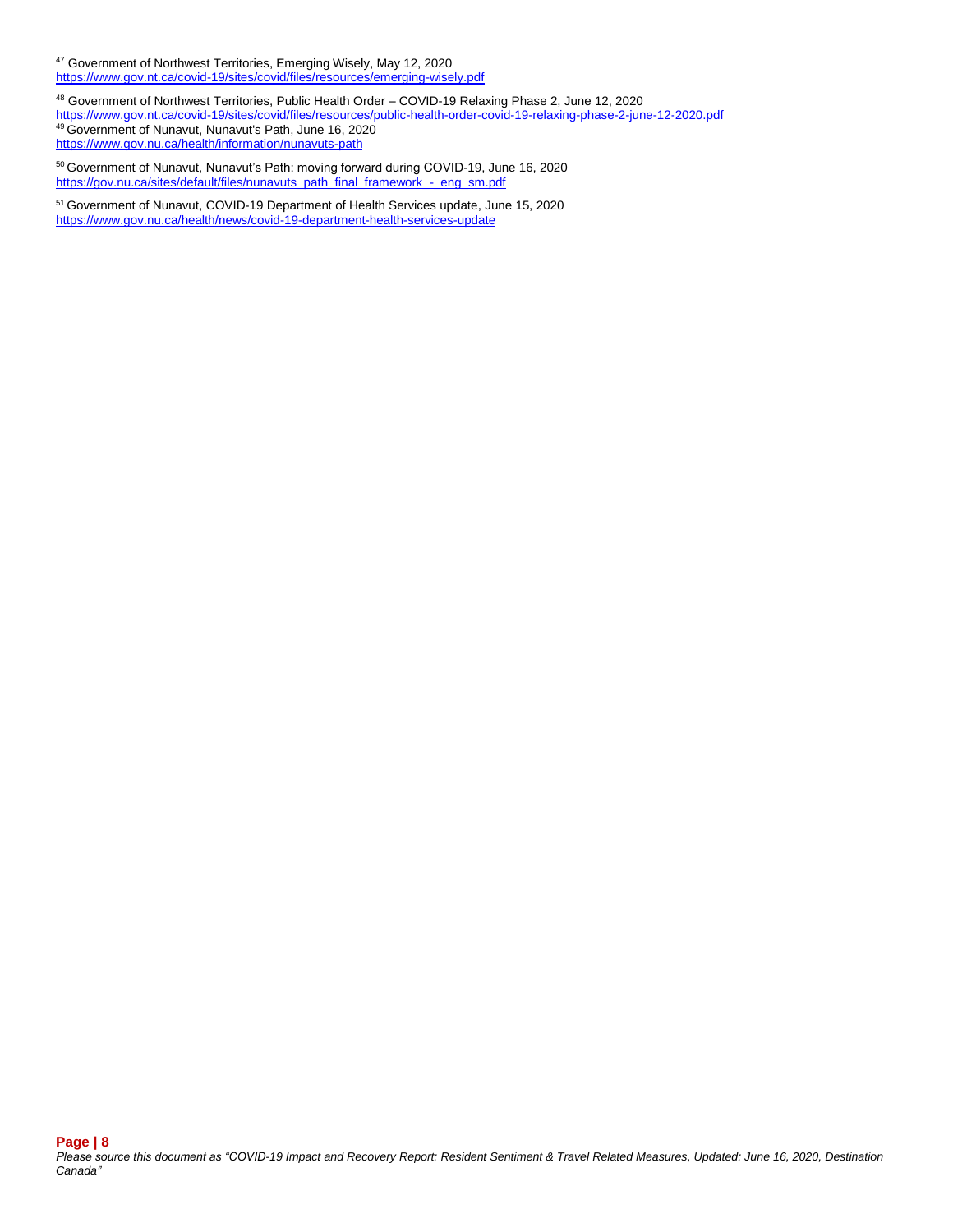[47] Government of Northwest Territories, Emerging Wisely, May 12, 2020
https://www.gov.nt.ca/covid-19/sites/covid/files/resources/emerging-wisely.pdf

[48] Government of Northwest Territories, Public Health Order – COVID-19 Relaxing Phase 2, June 12, 2020
https://www.gov.nt.ca/covid-19/sites/covid/files/resources/public-health-order-covid-19-relaxing-phase-2-june-12-2020.pdf

[49] Government of Nunavut, Nunavut's Path, June 16, 2020
https://www.gov.nu.ca/health/information/nunavuts-path

[50] Government of Nunavut, Nunavut's Path: moving forward during COVID-19, June 16, 2020
https://gov.nu.ca/sites/default/files/nunavuts_path_final_framework_-_eng_sm.pdf

[51] Government of Nunavut, COVID-19 Department of Health Services update, June 15, 2020
https://www.gov.nu.ca/health/news/covid-19-department-health-services-update

*Please source this document as "COVID-19 Impact and Recovery Report: Resident Sentiment & Travel Related Measures, Updated: June 16, 2020, Destination Canada"*